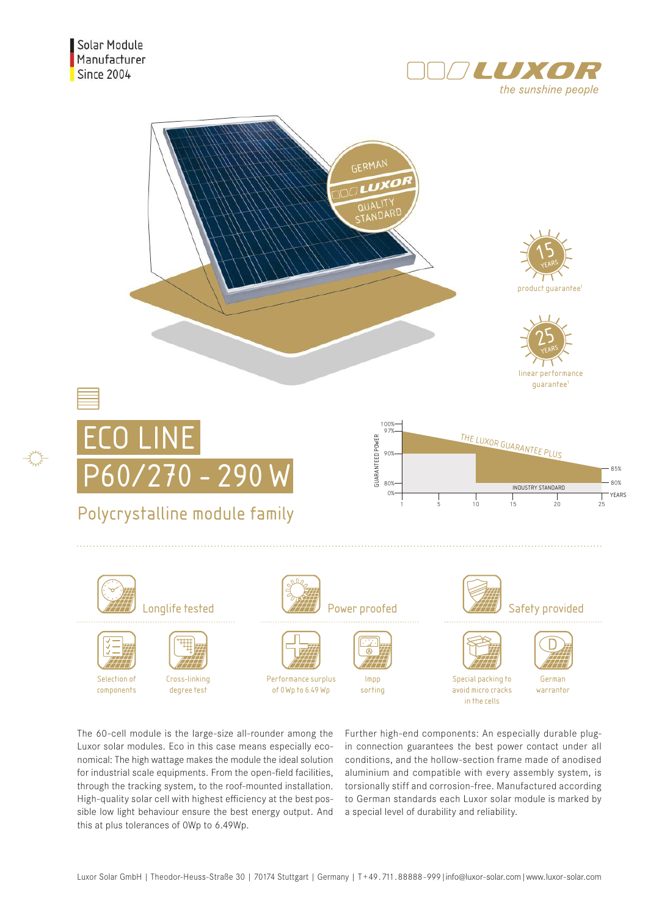Solar Module
Manufacturer
Since 2004

LUXOR
*the sunshine people*

GERMAN LUXOR QUALITY STANDARD

15 YEARS product guarantee[1]

25 YEARS linear performance guarantee[1]

# ECO LINE
# P60/270 - 290 W

## Polycrystalline module family

GUARANTEED POWER: 100%, 97%, 90%, 80%, 0%
THE LUXOR GUARANTEE PLUS
INDUSTRY STANDARD
85%, 80%
YEARS: 1, 5, 10, 15, 20, 25

### Longlife tested

- Selection of components
- Cross-linking degree test

### Power proofed

- Performance surplus of 0 Wp to 6.49 Wp
- Impp sorting

### Safety provided

- Special packing to avoid micro cracks in the cells
- German warrantor

The 60-cell module is the large-size all-rounder among the Luxor solar modules. Eco in this case means especially economical: The high wattage makes the module the ideal solution for industrial scale equipments. From the open-field facilities, through the tracking system, to the roof-mounted installation. High-quality solar cell with highest efficiency at the best possible low light behaviour ensure the best energy output. And this at plus tolerances of 0Wp to 6.49Wp.

Further high-end components: An especially durable plug-in connection guarantees the best power contact under all conditions, and the hollow-section frame made of anodised aluminium and compatible with every assembly system, is torsionally stiff and corrosion-free. Manufactured according to German standards each Luxor solar module is marked by a special level of durability and reliability.

Luxor Solar GmbH | Theodor-Heuss-Straße 30 | 70174 Stuttgart | Germany | T +49. 711. 88888 - 999 | info@luxor-solar.com | www.luxor-solar.com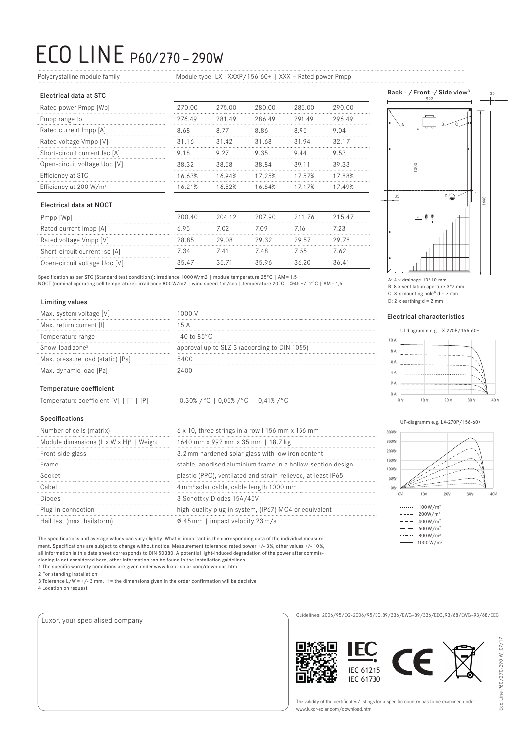# ECO LINE P60/270 – 290W

Polycrystalline module family

Module type LX - XXXP/156-60+ | XXX = Rated power Pmpp

| Electrical data at STC | | | | | |
|---|---|---|---|---|---|
| Rated power Pmpp [Wp] | 270.00 | 275.00 | 280.00 | 285.00 | 290.00 |
| Pmpp range to | 276.49 | 281.49 | 286.49 | 291.49 | 296.49 |
| Rated current Impp [A] | 8.68 | 8.77 | 8.86 | 8.95 | 9.04 |
| Rated voltage Vmpp [V] | 31.16 | 31.42 | 31.68 | 31.94 | 32.17 |
| Short-circuit current Isc [A] | 9.18 | 9.27 | 9.35 | 9.44 | 9.53 |
| Open-circuit voltage Uoc [V] | 38.32 | 38.58 | 38.84 | 39.11 | 39.33 |
| Efficiency at STC | 16.63% | 16.94% | 17.25% | 17.57% | 17.88% |
| Efficiency at 200 W/m² | 16.21% | 16.52% | 16.84% | 17.17% | 17.49% |

| Electrical data at NOCT | | | | | |
|---|---|---|---|---|---|
| Pmpp [Wp] | 200.40 | 204.12 | 207.90 | 211.76 | 215.47 |
| Rated current Impp [A] | 6.95 | 7.02 | 7.09 | 7.16 | 7.23 |
| Rated voltage Vmpp [V] | 28.85 | 29.08 | 29.32 | 29.57 | 29.78 |
| Short-circuit current Isc [A] | 7.34 | 7.41 | 7.48 | 7.55 | 7.62 |
| Open-circuit voltage Uoc [V] | 35.47 | 35.71 | 35.96 | 36.20 | 36.41 |

Specification as per STC (Standard test conditions): irradiance 1000 W/m2 | module temperature 25°C | AM = 1,5
NOCT (nominal operating cell temperature): irradiance 800 W/m2 | wind speed 1 m/sec | temperature 20°C | @45 +/- 2°C | AM = 1,5

| Limiting values | |
|---|---|
| Max. system voltage [V] | 1000 V |
| Max. return current [I] | 15 A |
| Temperature range | -40 to 85°C |
| Snow-load zone[2] | approval up to SLZ 3 (according to DIN 1055) |
| Max. pressure load (static) [Pa] | 5400 |
| Max. dynamic load [Pa] | 2400 |

| Temperature coefficient | |
|---|---|
| Temperature coefficient [V] \| [I] \| [P] | -0,30% /°C \| 0,05% /°C \| -0,41% /°C |

| Specifications | |
|---|---|
| Number of cells (matrix) | 6 x 10, three strings in a row I 156 mm x 156 mm |
| Module dimensions (L x W x H)[3] \| Weight | 1640 mm x 992 mm x 35 mm \| 18.7 kg |
| Front-side glass | 3.2 mm hardened solar glass with low iron content |
| Frame | stable, anodised aluminium frame in a hollow-section design |
| Socket | plastic (PPO), ventilated and strain-relieved, at least IP65 |
| Cabel | 4 mm² solar cable, cable length 1000 mm |
| Diodes | 3 Schottky Diodes 15A/45V |
| Plug-in connection | high-quality plug-in system, (IP67) MC4 or equivalent |
| Hail test (max. hailstorm) | Ø 45 mm \| impact velocity 23 m/s |

The specifications and average values can vary slightly. What is important is the corresponding data of the individual measurement. Specifications are subject to change without notice. Measurement tolerance: rated power +/- 3%, other values +/- 10%, all information in this data sheet corresponds to DIN 50380. A potential light-induced degradation of the power after commissioning is not considered here, other information can be found in the installation guidelines.

1 The specific warranty conditions are given under www.luxor-solar.com/download.htm
2 For standing installation
3 Tolerance L/W = +/- 3 mm, H = the dimensions given in the order confirmation will be decisive
4 Location on request

## Back - / Front -/ Side view[3]

992
35
A
B
C
1000
35
D
1640

A: 4 x drainage 10*10 mm
B: 8 x ventilation aperture 3*7 mm
C: 8 x mounting hole[4] d = 7 mm
D: 2 x earthing d = 2 mm

## Electrical characteristics

UI-diagramm e.g. LX-270P/156-60+

10 A
8 A
6 A
4 A
2 A
0 A
0 V 10 V 20 V 30 V 40 V

UP-diagramm e.g. LX-270P/156-60+

300W
250W
200W
150W
100W
50W
0W
0V 10V 20V 30V 40V

100 W/m²
200 W/m²
400 W/m²
600 W/m²
800 W/m²
1000 W/m²

Luxor, your specialised company

Guidelines: 2006/95/EG-2006/95/EC, 89/336/EWG-89/336/EEC, 93/68/EWG-93/68/EEC

IEC
IEC 61215
IEC 61730

The validity of the certificates/listings for a specific country has to be examined under: www.luxor-solar.com/download.htm

Eco Line P60/270-290 W_07/17